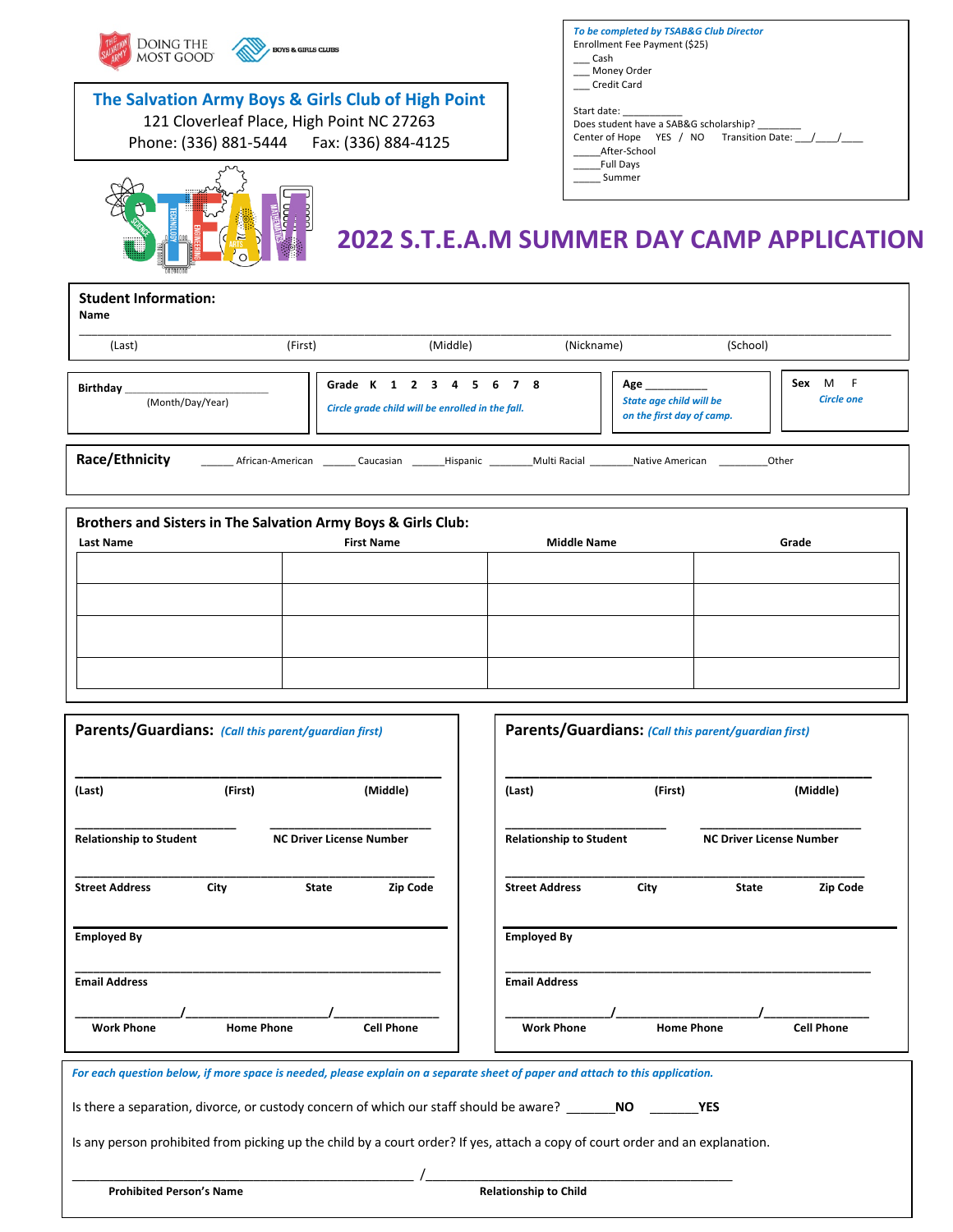DOING THE MOST GOOD | BOYS & GIRLS CLUBS

**The Salvation Army Boys & Girls Club of High Point**
121 Cloverleaf Place, High Point NC 27263
Phone: (336) 881-5444 Fax: (336) 884-4125

*To be completed by TSAB&G Club Director*
Enrollment Fee Payment ($25)
___ Cash
___ Money Order
___ Credit Card

Start date: ___________
Does student have a SAB&G scholarship? ________
Center of Hope YES / NO Transition Date: ___/____/____
_____After-School
_____Full Days
_____ Summer

# 2022 S.T.E.A.M SUMMER DAY CAMP APPLICATION

## Student Information:

**Name**

_______________________________________________________________________________

(Last) (First) (Middle) (Nickname) (School)

**Birthday** ______________________
(Month/Day/Year)

**Grade** K 1 2 3 4 5 6 7 8
*Circle grade child will be enrolled in the fall.*

**Age** __________
*State age child will be on the first day of camp.*

**Sex** M F
*Circle one*

**Race/Ethnicity** ______ African-American ______ Caucasian ______Hispanic _______Multi Racial _______Native American ________Other

## Brothers and Sisters in The Salvation Army Boys & Girls Club:

| Last Name | First Name | Middle Name | Grade |
|---|---|---|---|
| | | | |
| | | | |
| | | | |
| | | | |

## Parents/Guardians: *(Call this parent/guardian first)*

_____________________________________________
**(Last)** **(First)** **(Middle)**

________________________ ________________________
**Relationship to Student** **NC Driver License Number**

_____________________________________________
**Street Address** **City** **State** **Zip Code**

**Employed By**

_____________________________________________
**Email Address**

_______________/____________________/_______________
**Work Phone** **Home Phone** **Cell Phone**

## Parents/Guardians: *(Call this parent/guardian first)*

_____________________________________________
**(Last)** **(First)** **(Middle)**

________________________ ________________________
**Relationship to Student** **NC Driver License Number**

_____________________________________________
**Street Address** **City** **State** **Zip Code**

**Employed By**

_____________________________________________
**Email Address**

_______________/____________________/_______________
**Work Phone** **Home Phone** **Cell Phone**

*For each question below, if more space is needed, please explain on a separate sheet of paper and attach to this application.*

Is there a separation, divorce, or custody concern of which our staff should be aware? _______**NO** _______**YES**

Is any person prohibited from picking up the child by a court order? If yes, attach a copy of court order and an explanation.

_____________________________________________ /_____________________________________________
**Prohibited Person's Name** **Relationship to Child**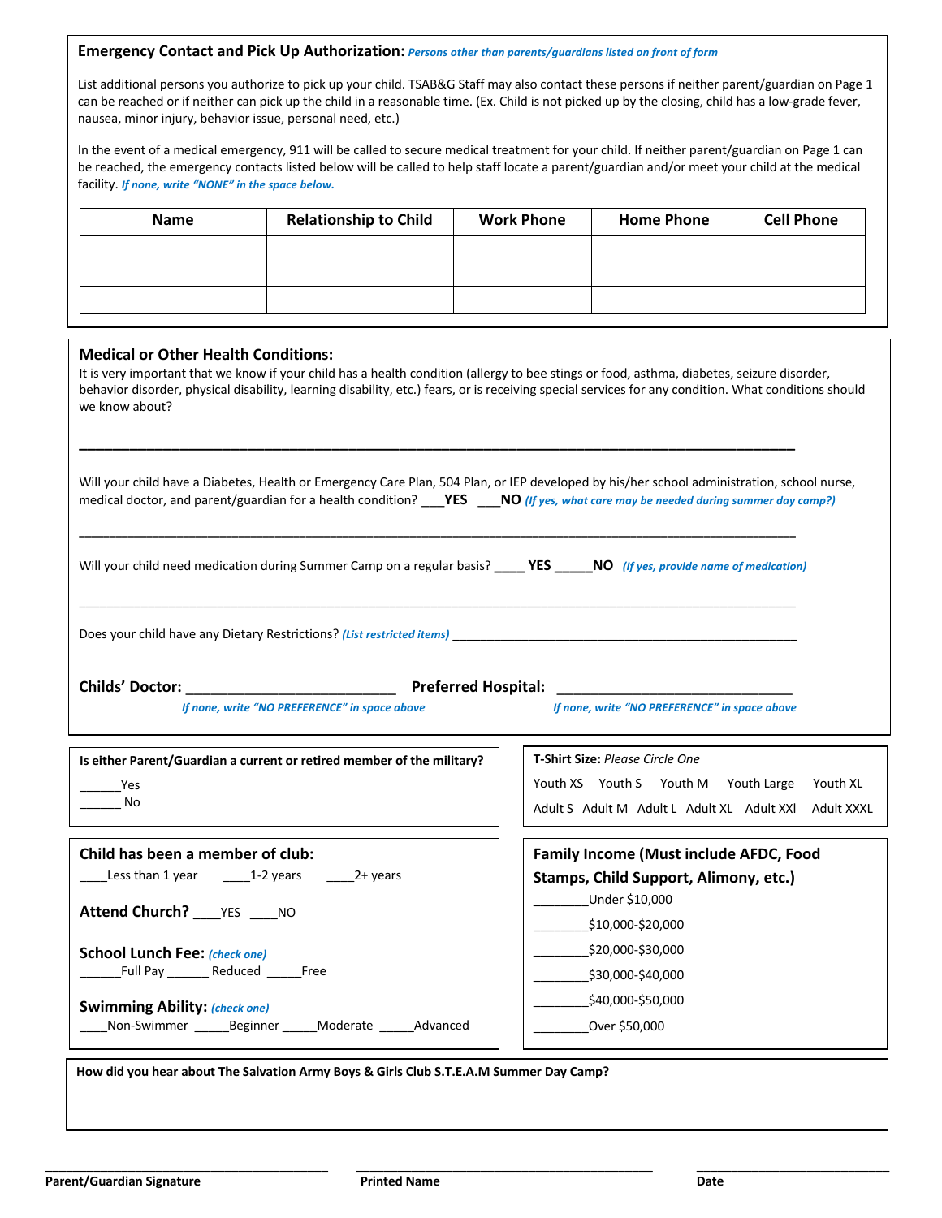**Emergency Contact and Pick Up Authorization:** ***Persons other than parents/guardians listed on front of form***

List additional persons you authorize to pick up your child. TSAB&G Staff may also contact these persons if neither parent/guardian on Page 1 can be reached or if neither can pick up the child in a reasonable time. (Ex. Child is not picked up by the closing, child has a low-grade fever, nausea, minor injury, behavior issue, personal need, etc.)

In the event of a medical emergency, 911 will be called to secure medical treatment for your child. If neither parent/guardian on Page 1 can be reached, the emergency contacts listed below will be called to help staff locate a parent/guardian and/or meet your child at the medical facility. ***If none, write "NONE" in the space below.***

| Name | Relationship to Child | Work Phone | Home Phone | Cell Phone |
|---|---|---|---|---|
| | | | | |
| | | | | |
| | | | | |

**Medical or Other Health Conditions:**

It is very important that we know if your child has a health condition (allergy to bee stings or food, asthma, diabetes, seizure disorder, behavior disorder, physical disability, learning disability, etc.) fears, or is receiving special services for any condition. What conditions should we know about?

______________________________________________________________________________________

Will your child have a Diabetes, Health or Emergency Care Plan, 504 Plan, or IEP developed by his/her school administration, school nurse, medical doctor, and parent/guardian for a health condition? ___**YES** ___**NO** ***(If yes, what care may be needed during summer day camp?)***

______________________________________________________________________________________

Will your child need medication during Summer Camp on a regular basis? ____ **YES** _____**NO** ***(If yes, provide name of medication)***

______________________________________________________________________________________

Does your child have any Dietary Restrictions? ***(List restricted items)*** ______________________________________________

**Childs' Doctor:** ___________________________ **Preferred Hospital:** ______________________________

***If none, write "NO PREFERENCE" in space above*** ***If none, write "NO PREFERENCE" in space above***

**Is either Parent/Guardian a current or retired member of the military?**

______Yes
______ No

**T-Shirt Size:** *Please Circle One*

Youth XS Youth S Youth M Youth Large Youth XL

Adult S Adult M Adult L Adult XL Adult XXl Adult XXXL

**Child has been a member of club:**

____Less than 1 year ____1-2 years ____2+ years

**Attend Church?** ____YES ____NO

**School Lunch Fee:** ***(check one)***

______Full Pay ______ Reduced _____Free

**Swimming Ability:** ***(check one)***

____Non-Swimmer _____Beginner _____Moderate _____Advanced

**Family Income (Must include AFDC, Food Stamps, Child Support, Alimony, etc.)**

________Under $10,000
________$10,000-$20,000
________$20,000-$30,000
________$30,000-$40,000
________$40,000-$50,000
________Over $50,000

**How did you hear about The Salvation Army Boys & Girls Club S.T.E.A.M Summer Day Camp?**

_______________________________ _______________________________ ________________________

**Parent/Guardian Signature** **Printed Name** **Date**